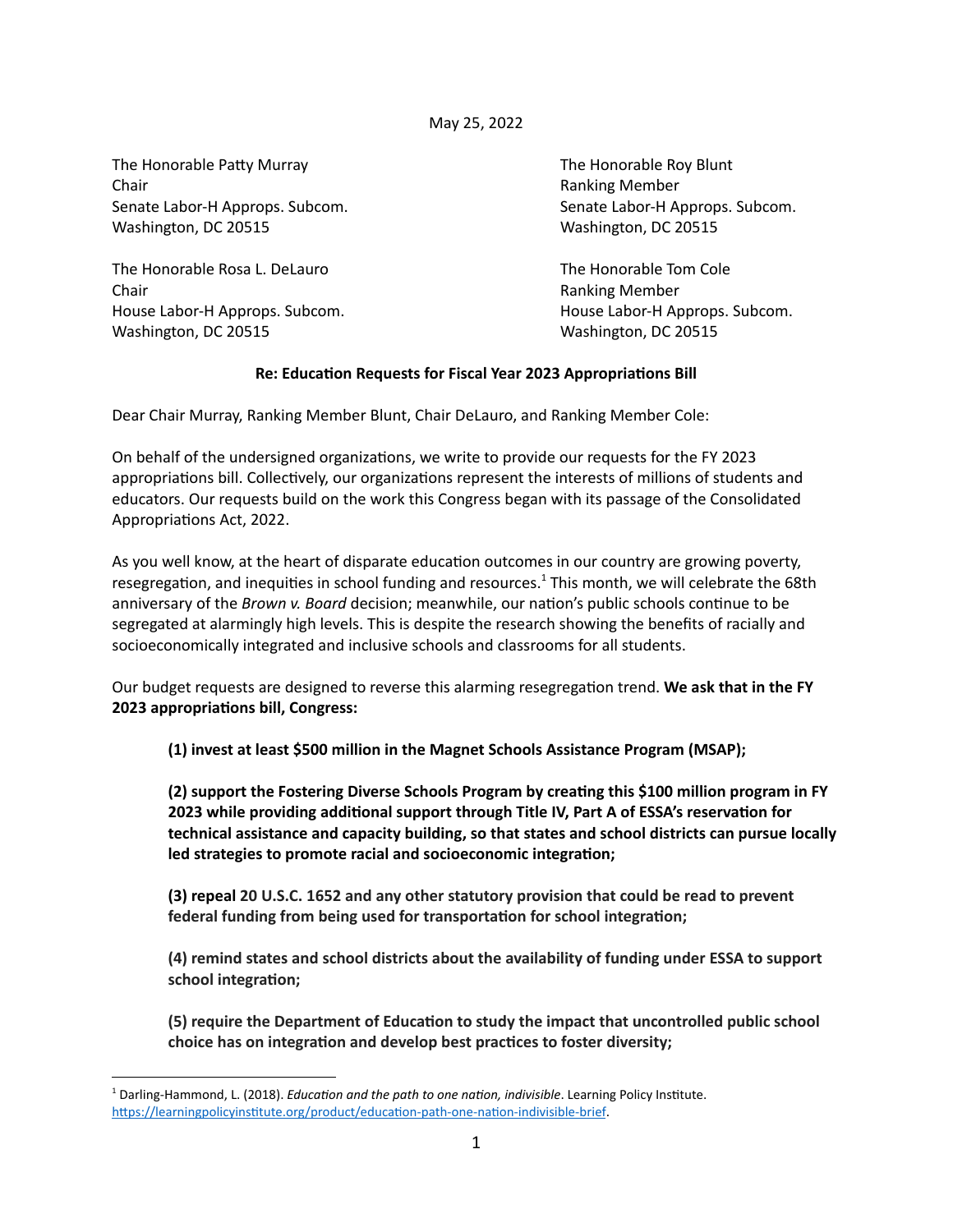May 25, 2022

The Honorable Patty Murray
Chair
Senate Labor-H Approps. Subcom.
Washington, DC 20515

The Honorable Roy Blunt
Ranking Member
Senate Labor-H Approps. Subcom.
Washington, DC 20515

The Honorable Rosa L. DeLauro
Chair
House Labor-H Approps. Subcom.
Washington, DC 20515

The Honorable Tom Cole
Ranking Member
House Labor-H Approps. Subcom.
Washington, DC 20515

**Re: Education Requests for Fiscal Year 2023 Appropriations Bill**

Dear Chair Murray, Ranking Member Blunt, Chair DeLauro, and Ranking Member Cole:

On behalf of the undersigned organizations, we write to provide our requests for the FY 2023 appropriations bill. Collectively, our organizations represent the interests of millions of students and educators. Our requests build on the work this Congress began with its passage of the Consolidated Appropriations Act, 2022.

As you well know, at the heart of disparate education outcomes in our country are growing poverty, resegregation, and inequities in school funding and resources.[1] This month, we will celebrate the 68th anniversary of the *Brown v. Board* decision; meanwhile, our nation's public schools continue to be segregated at alarmingly high levels. This is despite the research showing the benefits of racially and socioeconomically integrated and inclusive schools and classrooms for all students.

Our budget requests are designed to reverse this alarming resegregation trend. **We ask that in the FY 2023 appropriations bill, Congress:**

> **(1) invest at least $500 million in the Magnet Schools Assistance Program (MSAP);**
>
> **(2) support the Fostering Diverse Schools Program by creating this $100 million program in FY 2023 while providing additional support through Title IV, Part A of ESSA's reservation for technical assistance and capacity building, so that states and school districts can pursue locally led strategies to promote racial and socioeconomic integration;**
>
> **(3) repeal 20 U.S.C. 1652 and any other statutory provision that could be read to prevent federal funding from being used for transportation for school integration;**
>
> **(4) remind states and school districts about the availability of funding under ESSA to support school integration;**
>
> **(5) require the Department of Education to study the impact that uncontrolled public school choice has on integration and develop best practices to foster diversity;**

[1] Darling-Hammond, L. (2018). *Education and the path to one nation, indivisible*. Learning Policy Institute. https://learningpolicyinstitute.org/product/education-path-one-nation-indivisible-brief.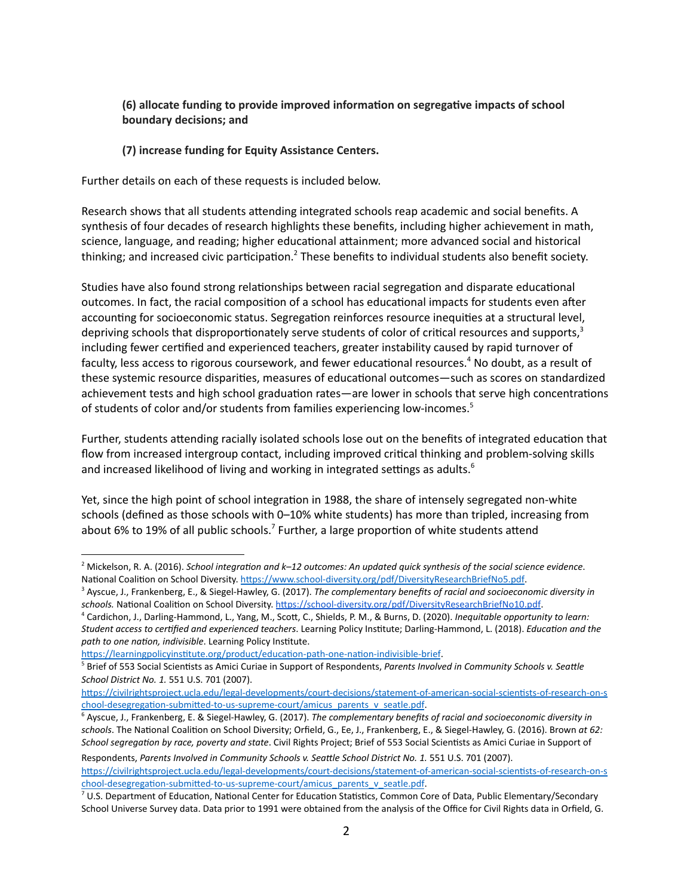**(6) allocate funding to provide improved information on segregative impacts of school boundary decisions; and**

**(7) increase funding for Equity Assistance Centers.**

Further details on each of these requests is included below.

Research shows that all students attending integrated schools reap academic and social benefits. A synthesis of four decades of research highlights these benefits, including higher achievement in math, science, language, and reading; higher educational attainment; more advanced social and historical thinking; and increased civic participation.[2] These benefits to individual students also benefit society.

Studies have also found strong relationships between racial segregation and disparate educational outcomes. In fact, the racial composition of a school has educational impacts for students even after accounting for socioeconomic status. Segregation reinforces resource inequities at a structural level, depriving schools that disproportionately serve students of color of critical resources and supports,[3] including fewer certified and experienced teachers, greater instability caused by rapid turnover of faculty, less access to rigorous coursework, and fewer educational resources.[4] No doubt, as a result of these systemic resource disparities, measures of educational outcomes—such as scores on standardized achievement tests and high school graduation rates—are lower in schools that serve high concentrations of students of color and/or students from families experiencing low-incomes.[5]

Further, students attending racially isolated schools lose out on the benefits of integrated education that flow from increased intergroup contact, including improved critical thinking and problem-solving skills and increased likelihood of living and working in integrated settings as adults.[6]

Yet, since the high point of school integration in 1988, the share of intensely segregated non-white schools (defined as those schools with 0–10% white students) has more than tripled, increasing from about 6% to 19% of all public schools.[7] Further, a large proportion of white students attend

---

[2] Mickelson, R. A. (2016). *School integration and k–12 outcomes: An updated quick synthesis of the social science evidence*. National Coalition on School Diversity. https://www.school-diversity.org/pdf/DiversityResearchBriefNo5.pdf.

[3] Ayscue, J., Frankenberg, E., & Siegel-Hawley, G. (2017). *The complementary benefits of racial and socioeconomic diversity in schools.* National Coalition on School Diversity. https://school-diversity.org/pdf/DiversityResearchBriefNo10.pdf.

[4] Cardichon, J., Darling-Hammond, L., Yang, M., Scott, C., Shields, P. M., & Burns, D. (2020). *Inequitable opportunity to learn: Student access to certified and experienced teachers*. Learning Policy Institute; Darling-Hammond, L. (2018). *Education and the path to one nation, indivisible*. Learning Policy Institute. https://learningpolicyinstitute.org/product/education-path-one-nation-indivisible-brief.

[5] Brief of 553 Social Scientists as Amici Curiae in Support of Respondents, *Parents Involved in Community Schools v. Seattle School District No. 1.* 551 U.S. 701 (2007). https://civilrightsproject.ucla.edu/legal-developments/court-decisions/statement-of-american-social-scientists-of-research-on-school-desegregation-submitted-to-us-supreme-court/amicus_parents_v_seatle.pdf.

[6] Ayscue, J., Frankenberg, E. & Siegel-Hawley, G. (2017). *The complementary benefits of racial and socioeconomic diversity in schools*. The National Coalition on School Diversity; Orfield, G., Ee, J., Frankenberg, E., & Siegel-Hawley, G. (2016). Brown *at 62: School segregation by race, poverty and state*. Civil Rights Project; Brief of 553 Social Scientists as Amici Curiae in Support of Respondents, *Parents Involved in Community Schools v. Seattle School District No. 1.* 551 U.S. 701 (2007). https://civilrightsproject.ucla.edu/legal-developments/court-decisions/statement-of-american-social-scientists-of-research-on-school-desegregation-submitted-to-us-supreme-court/amicus_parents_v_seatle.pdf.

[7] U.S. Department of Education, National Center for Education Statistics, Common Core of Data, Public Elementary/Secondary School Universe Survey data. Data prior to 1991 were obtained from the analysis of the Office for Civil Rights data in Orfield, G.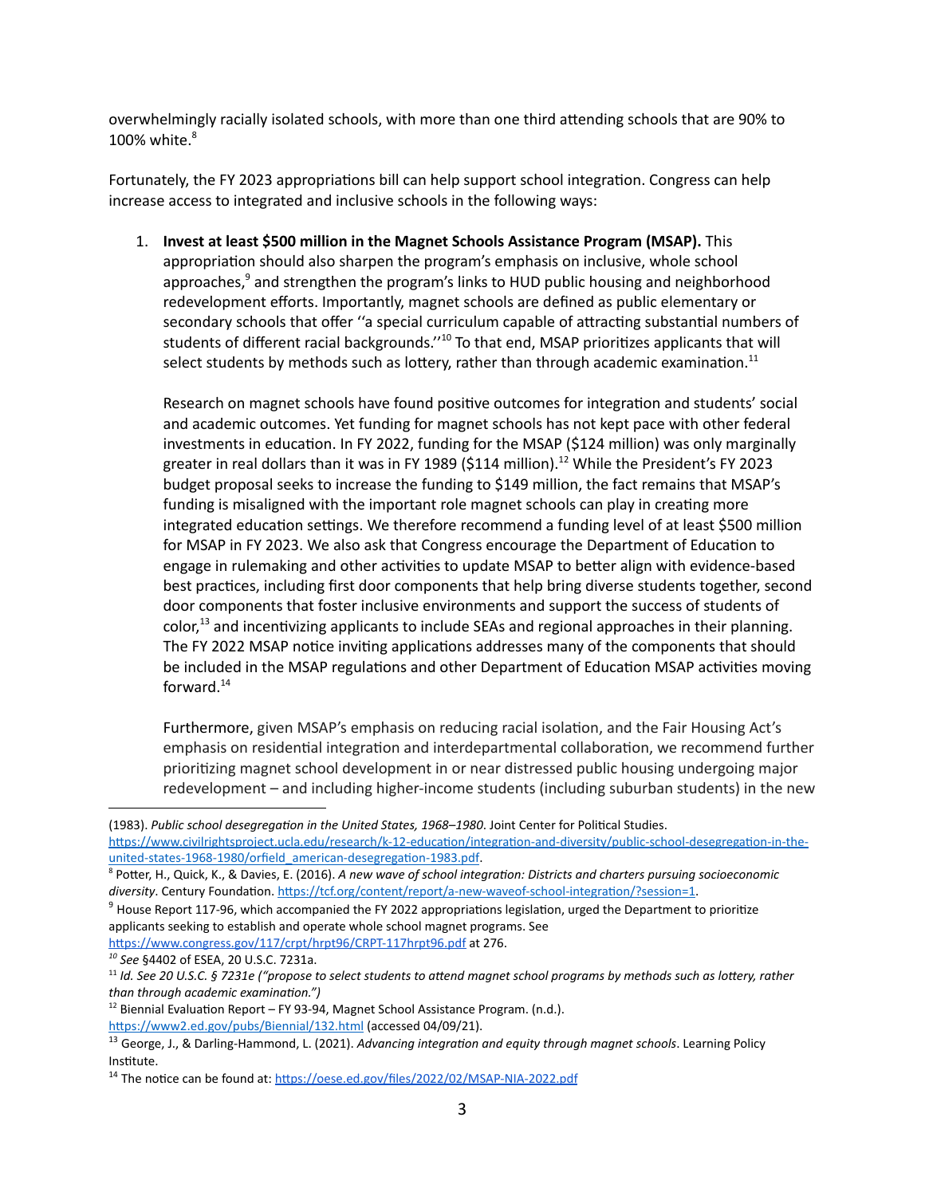overwhelmingly racially isolated schools, with more than one third attending schools that are 90% to 100% white.[8]

Fortunately, the FY 2023 appropriations bill can help support school integration. Congress can help increase access to integrated and inclusive schools in the following ways:

1. **Invest at least $500 million in the Magnet Schools Assistance Program (MSAP).** This appropriation should also sharpen the program's emphasis on inclusive, whole school approaches,[9] and strengthen the program's links to HUD public housing and neighborhood redevelopment efforts. Importantly, magnet schools are defined as public elementary or secondary schools that offer ''a special curriculum capable of attracting substantial numbers of students of different racial backgrounds.''[10] To that end, MSAP prioritizes applicants that will select students by methods such as lottery, rather than through academic examination.[11]

   Research on magnet schools have found positive outcomes for integration and students' social and academic outcomes. Yet funding for magnet schools has not kept pace with other federal investments in education. In FY 2022, funding for the MSAP ($124 million) was only marginally greater in real dollars than it was in FY 1989 ($114 million).[12] While the President's FY 2023 budget proposal seeks to increase the funding to $149 million, the fact remains that MSAP's funding is misaligned with the important role magnet schools can play in creating more integrated education settings. We therefore recommend a funding level of at least $500 million for MSAP in FY 2023. We also ask that Congress encourage the Department of Education to engage in rulemaking and other activities to update MSAP to better align with evidence-based best practices, including first door components that help bring diverse students together, second door components that foster inclusive environments and support the success of students of color,[13] and incentivizing applicants to include SEAs and regional approaches in their planning. The FY 2022 MSAP notice inviting applications addresses many of the components that should be included in the MSAP regulations and other Department of Education MSAP activities moving forward.[14]

   Furthermore, given MSAP's emphasis on reducing racial isolation, and the Fair Housing Act's emphasis on residential integration and interdepartmental collaboration, we recommend further prioritizing magnet school development in or near distressed public housing undergoing major redevelopment – and including higher-income students (including suburban students) in the new

---

(1983). *Public school desegregation in the United States, 1968–1980*. Joint Center for Political Studies. https://www.civilrightsproject.ucla.edu/research/k-12-education/integration-and-diversity/public-school-desegregation-in-the-united-states-1968-1980/orfield_american-desegregation-1983.pdf.

[8] Potter, H., Quick, K., & Davies, E. (2016). *A new wave of school integration: Districts and charters pursuing socioeconomic diversity*. Century Foundation. https://tcf.org/content/report/a-new-waveof-school-integration/?session=1.

[9] House Report 117-96, which accompanied the FY 2022 appropriations legislation, urged the Department to prioritize applicants seeking to establish and operate whole school magnet programs. See https://www.congress.gov/117/crpt/hrpt96/CRPT-117hrpt96.pdf at 276.

[10] *See* §4402 of ESEA, 20 U.S.C. 7231a.

[11] *Id. See 20 U.S.C. § 7231e ("propose to select students to attend magnet school programs by methods such as lottery, rather than through academic examination.")*

[12] Biennial Evaluation Report – FY 93-94, Magnet School Assistance Program. (n.d.). https://www2.ed.gov/pubs/Biennial/132.html (accessed 04/09/21).

[13] George, J., & Darling-Hammond, L. (2021). *Advancing integration and equity through magnet schools*. Learning Policy Institute.

[14] The notice can be found at: https://oese.ed.gov/files/2022/02/MSAP-NIA-2022.pdf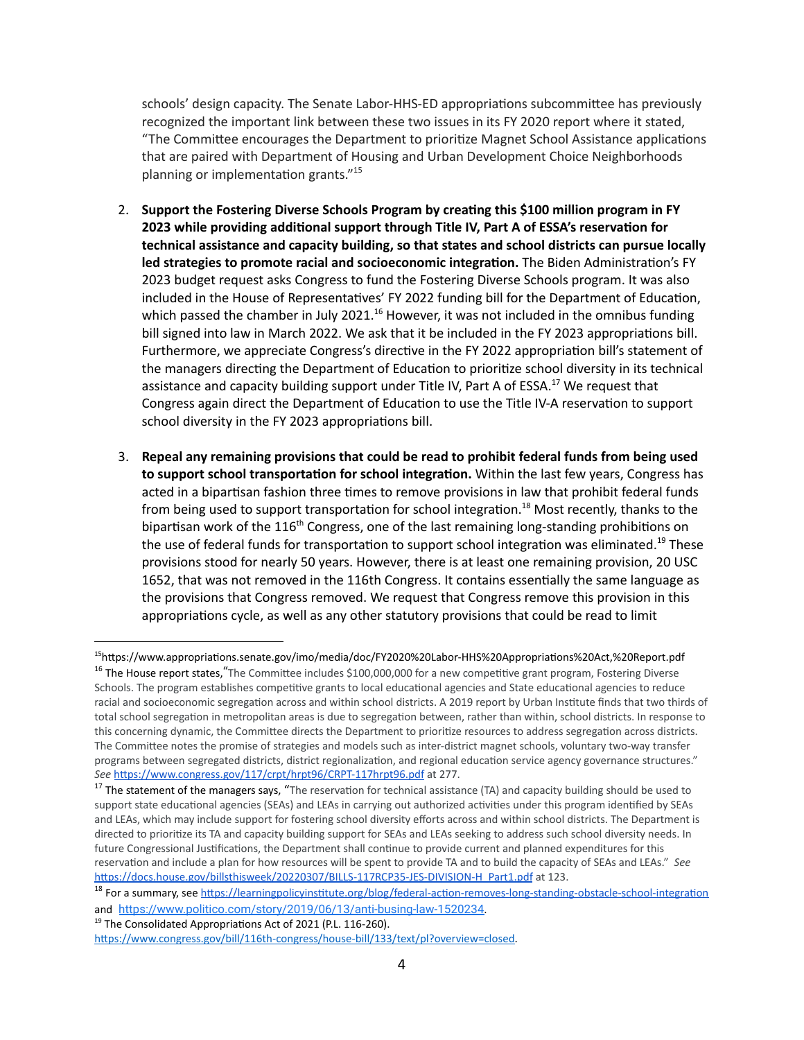schools' design capacity. The Senate Labor-HHS-ED appropriations subcommittee has previously recognized the important link between these two issues in its FY 2020 report where it stated, "The Committee encourages the Department to prioritize Magnet School Assistance applications that are paired with Department of Housing and Urban Development Choice Neighborhoods planning or implementation grants."[15]

2. **Support the Fostering Diverse Schools Program by creating this $100 million program in FY 2023 while providing additional support through Title IV, Part A of ESSA's reservation for technical assistance and capacity building, so that states and school districts can pursue locally led strategies to promote racial and socioeconomic integration.** The Biden Administration's FY 2023 budget request asks Congress to fund the Fostering Diverse Schools program. It was also included in the House of Representatives' FY 2022 funding bill for the Department of Education, which passed the chamber in July 2021.[16] However, it was not included in the omnibus funding bill signed into law in March 2022. We ask that it be included in the FY 2023 appropriations bill. Furthermore, we appreciate Congress's directive in the FY 2022 appropriation bill's statement of the managers directing the Department of Education to prioritize school diversity in its technical assistance and capacity building support under Title IV, Part A of ESSA.[17] We request that Congress again direct the Department of Education to use the Title IV-A reservation to support school diversity in the FY 2023 appropriations bill.

3. **Repeal any remaining provisions that could be read to prohibit federal funds from being used to support school transportation for school integration.** Within the last few years, Congress has acted in a bipartisan fashion three times to remove provisions in law that prohibit federal funds from being used to support transportation for school integration.[18] Most recently, thanks to the bipartisan work of the 116th Congress, one of the last remaining long-standing prohibitions on the use of federal funds for transportation to support school integration was eliminated.[19] These provisions stood for nearly 50 years. However, there is at least one remaining provision, 20 USC 1652, that was not removed in the 116th Congress. It contains essentially the same language as the provisions that Congress removed. We request that Congress remove this provision in this appropriations cycle, as well as any other statutory provisions that could be read to limit

---

[15] https://www.appropriations.senate.gov/imo/media/doc/FY2020%20Labor-HHS%20Appropriations%20Act,%20Report.pdf

[16] The House report states, "The Committee includes $100,000,000 for a new competitive grant program, Fostering Diverse Schools. The program establishes competitive grants to local educational agencies and State educational agencies to reduce racial and socioeconomic segregation across and within school districts. A 2019 report by Urban Institute finds that two thirds of total school segregation in metropolitan areas is due to segregation between, rather than within, school districts. In response to this concerning dynamic, the Committee directs the Department to prioritize resources to address segregation across districts. The Committee notes the promise of strategies and models such as inter-district magnet schools, voluntary two-way transfer programs between segregated districts, district regionalization, and regional education service agency governance structures." *See* https://www.congress.gov/117/crpt/hrpt96/CRPT-117hrpt96.pdf at 277.

[17] The statement of the managers says, "The reservation for technical assistance (TA) and capacity building should be used to support state educational agencies (SEAs) and LEAs in carrying out authorized activities under this program identified by SEAs and LEAs, which may include support for fostering school diversity efforts across and within school districts. The Department is directed to prioritize its TA and capacity building support for SEAs and LEAs seeking to address such school diversity needs. In future Congressional Justifications, the Department shall continue to provide current and planned expenditures for this reservation and include a plan for how resources will be spent to provide TA and to build the capacity of SEAs and LEAs." *See* https://docs.house.gov/billsthisweek/20220307/BILLS-117RCP35-JES-DIVISION-H_Part1.pdf at 123.

[18] For a summary, see https://learningpolicyinstitute.org/blog/federal-action-removes-long-standing-obstacle-school-integration and https://www.politico.com/story/2019/06/13/anti-busing-law-1520234.

[19] The Consolidated Appropriations Act of 2021 (P.L. 116-260). https://www.congress.gov/bill/116th-congress/house-bill/133/text/pl?overview=closed.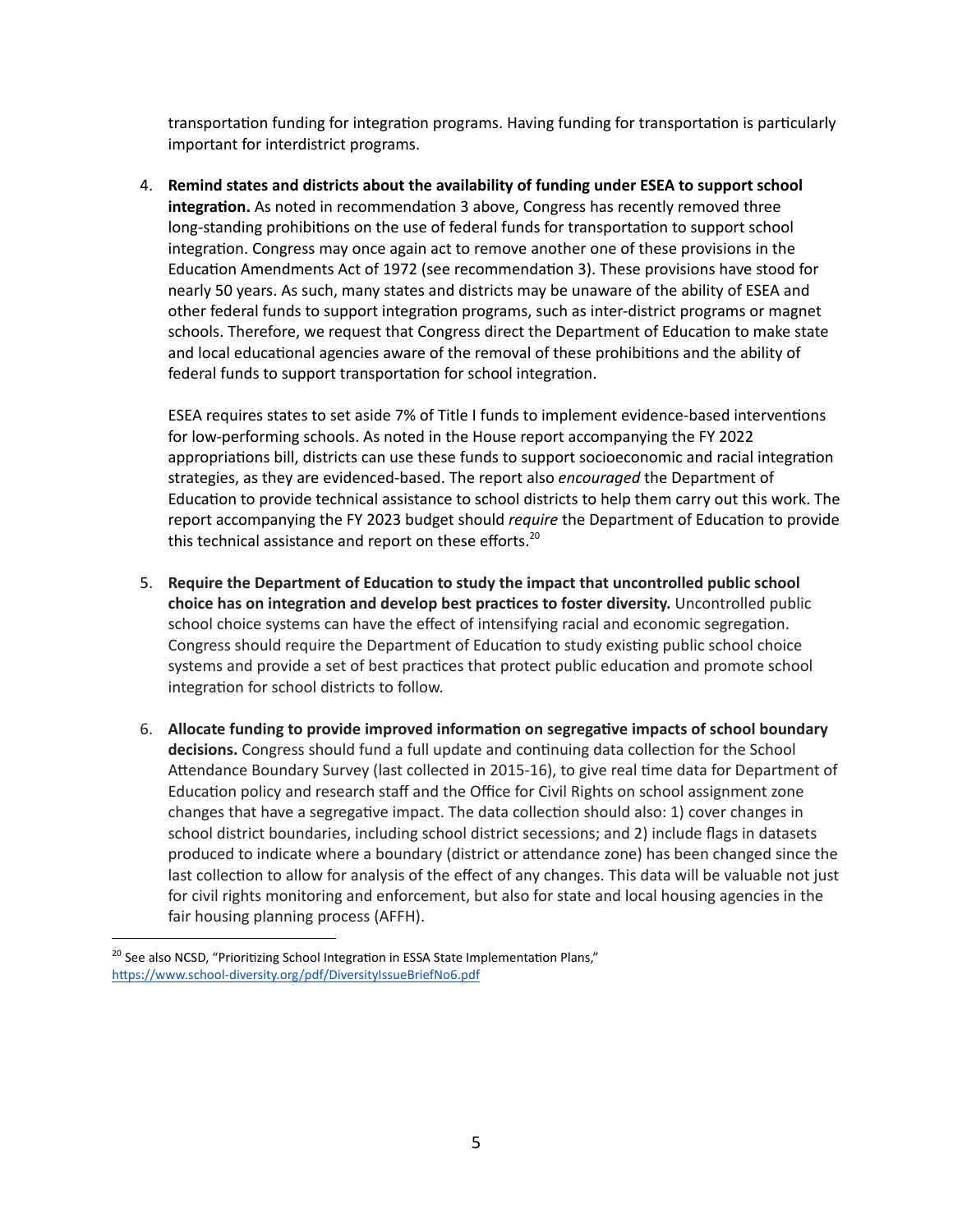transportation funding for integration programs. Having funding for transportation is particularly important for interdistrict programs.

4. **Remind states and districts about the availability of funding under ESEA to support school integration.** As noted in recommendation 3 above, Congress has recently removed three long-standing prohibitions on the use of federal funds for transportation to support school integration. Congress may once again act to remove another one of these provisions in the Education Amendments Act of 1972 (see recommendation 3). These provisions have stood for nearly 50 years. As such, many states and districts may be unaware of the ability of ESEA and other federal funds to support integration programs, such as inter-district programs or magnet schools. Therefore, we request that Congress direct the Department of Education to make state and local educational agencies aware of the removal of these prohibitions and the ability of federal funds to support transportation for school integration.

   ESEA requires states to set aside 7% of Title I funds to implement evidence-based interventions for low-performing schools. As noted in the House report accompanying the FY 2022 appropriations bill, districts can use these funds to support socioeconomic and racial integration strategies, as they are evidenced-based. The report also *encouraged* the Department of Education to provide technical assistance to school districts to help them carry out this work. The report accompanying the FY 2023 budget should *require* the Department of Education to provide this technical assistance and report on these efforts.[20]

5. **Require the Department of Education to study the impact that uncontrolled public school choice has on integration and develop best practices to foster diversity.** Uncontrolled public school choice systems can have the effect of intensifying racial and economic segregation. Congress should require the Department of Education to study existing public school choice systems and provide a set of best practices that protect public education and promote school integration for school districts to follow.

6. **Allocate funding to provide improved information on segregative impacts of school boundary decisions.** Congress should fund a full update and continuing data collection for the School Attendance Boundary Survey (last collected in 2015-16), to give real time data for Department of Education policy and research staff and the Office for Civil Rights on school assignment zone changes that have a segregative impact. The data collection should also: 1) cover changes in school district boundaries, including school district secessions; and 2) include flags in datasets produced to indicate where a boundary (district or attendance zone) has been changed since the last collection to allow for analysis of the effect of any changes. This data will be valuable not just for civil rights monitoring and enforcement, but also for state and local housing agencies in the fair housing planning process (AFFH).

---

[20] See also NCSD, "Prioritizing School Integration in ESSA State Implementation Plans," https://www.school-diversity.org/pdf/DiversityIssueBriefNo6.pdf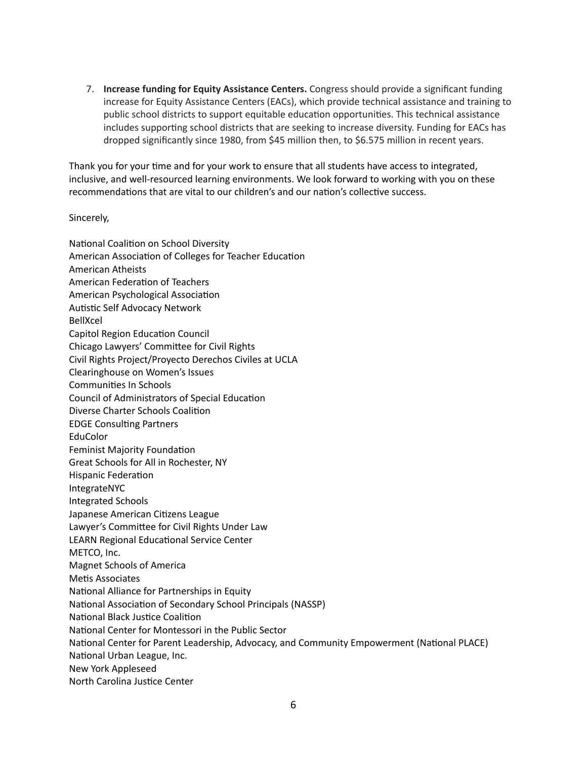7. **Increase funding for Equity Assistance Centers.** Congress should provide a significant funding increase for Equity Assistance Centers (EACs), which provide technical assistance and training to public school districts to support equitable education opportunities. This technical assistance includes supporting school districts that are seeking to increase diversity. Funding for EACs has dropped significantly since 1980, from $45 million then, to $6.575 million in recent years.

Thank you for your time and for your work to ensure that all students have access to integrated, inclusive, and well-resourced learning environments. We look forward to working with you on these recommendations that are vital to our children's and our nation's collective success.

Sincerely,

National Coalition on School Diversity
American Association of Colleges for Teacher Education
American Atheists
American Federation of Teachers
American Psychological Association
Autistic Self Advocacy Network
BellXcel
Capitol Region Education Council
Chicago Lawyers' Committee for Civil Rights
Civil Rights Project/Proyecto Derechos Civiles at UCLA
Clearinghouse on Women's Issues
Communities In Schools
Council of Administrators of Special Education
Diverse Charter Schools Coalition
EDGE Consulting Partners
EduColor
Feminist Majority Foundation
Great Schools for All in Rochester, NY
Hispanic Federation
IntegrateNYC
Integrated Schools
Japanese American Citizens League
Lawyer's Committee for Civil Rights Under Law
LEARN Regional Educational Service Center
METCO, Inc.
Magnet Schools of America
Metis Associates
National Alliance for Partnerships in Equity
National Association of Secondary School Principals (NASSP)
National Black Justice Coalition
National Center for Montessori in the Public Sector
National Center for Parent Leadership, Advocacy, and Community Empowerment (National PLACE)
National Urban League, Inc.
New York Appleseed
North Carolina Justice Center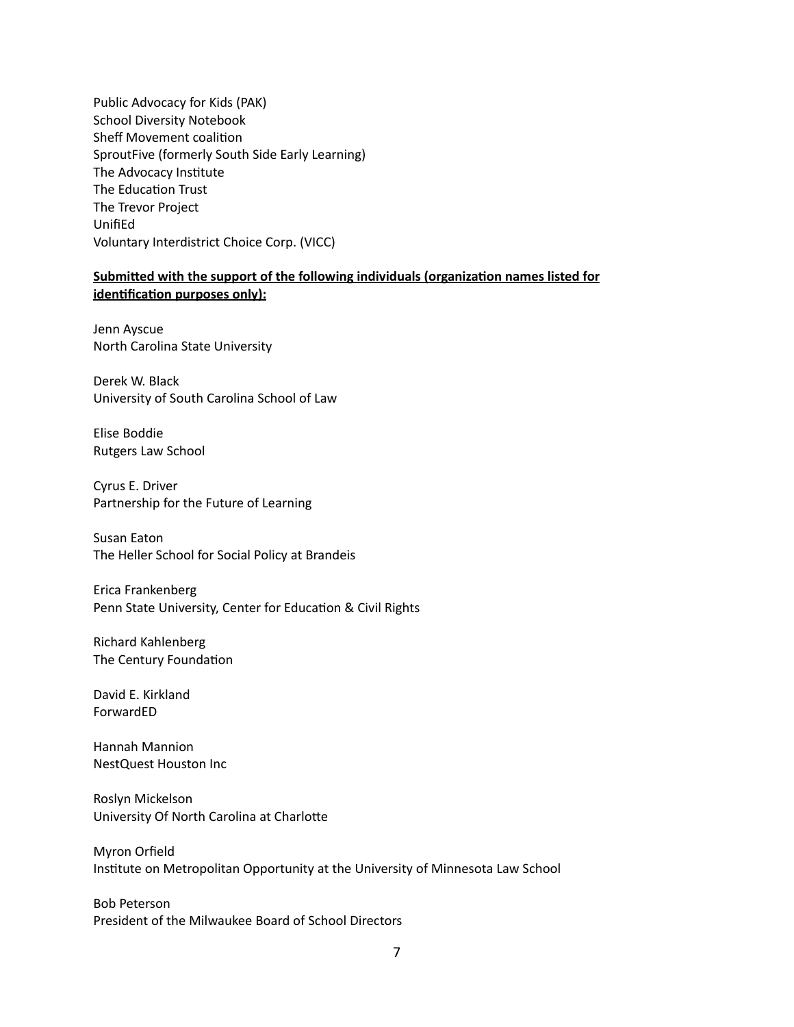Public Advocacy for Kids (PAK)
School Diversity Notebook
Sheff Movement coalition
SproutFive (formerly South Side Early Learning)
The Advocacy Institute
The Education Trust
The Trevor Project
UnifiEd
Voluntary Interdistrict Choice Corp. (VICC)

**Submitted with the support of the following individuals (organization names listed for identification purposes only):**

Jenn Ayscue
North Carolina State University

Derek W. Black
University of South Carolina School of Law

Elise Boddie
Rutgers Law School

Cyrus E. Driver
Partnership for the Future of Learning

Susan Eaton
The Heller School for Social Policy at Brandeis

Erica Frankenberg
Penn State University, Center for Education & Civil Rights

Richard Kahlenberg
The Century Foundation

David E. Kirkland
ForwardED

Hannah Mannion
NestQuest Houston Inc

Roslyn Mickelson
University Of North Carolina at Charlotte

Myron Orfield
Institute on Metropolitan Opportunity at the University of Minnesota Law School

Bob Peterson
President of the Milwaukee Board of School Directors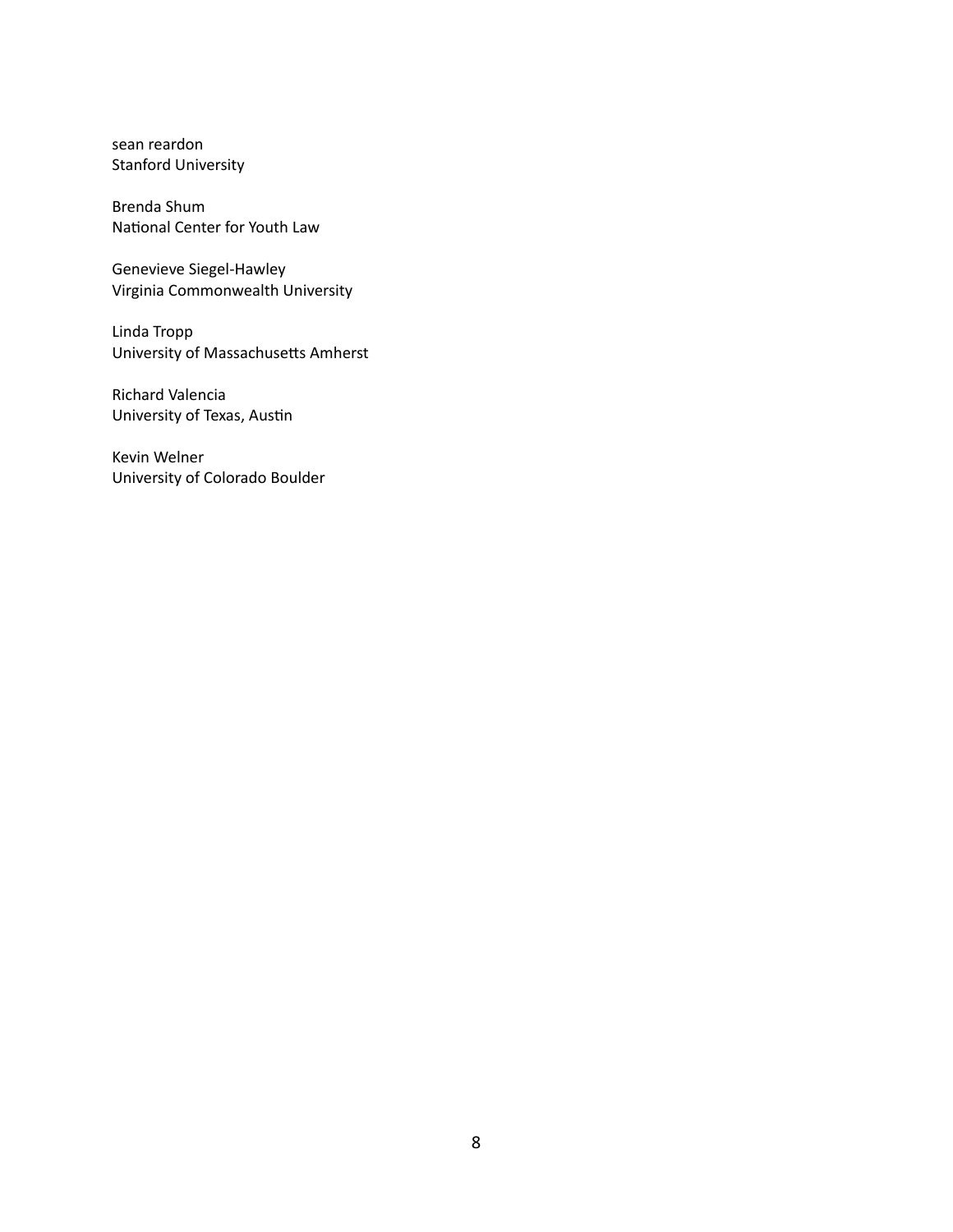sean reardon
Stanford University

Brenda Shum
National Center for Youth Law

Genevieve Siegel-Hawley
Virginia Commonwealth University

Linda Tropp
University of Massachusetts Amherst

Richard Valencia
University of Texas, Austin

Kevin Welner
University of Colorado Boulder